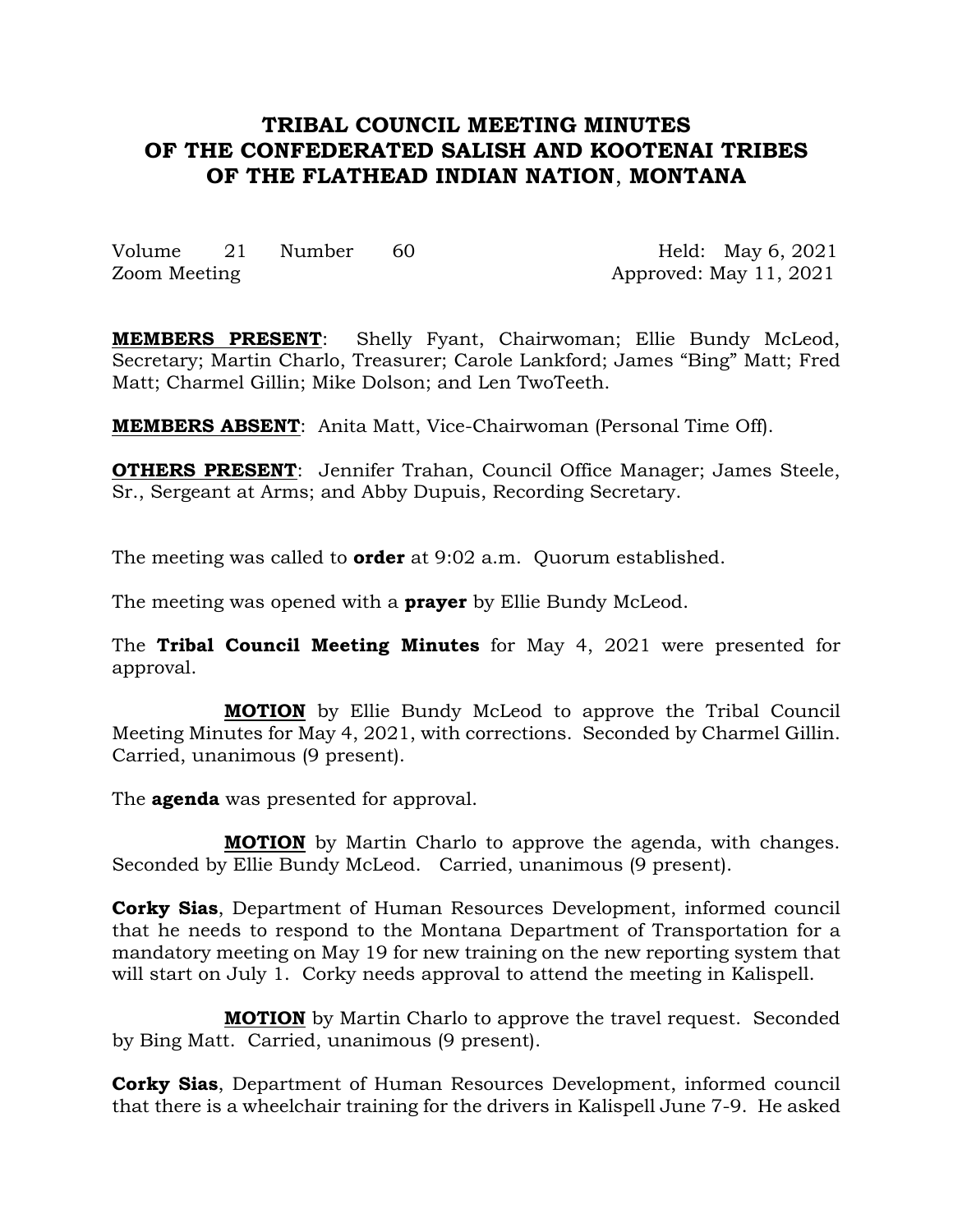# TRIBAL COUNCIL MEETING MINUTES OF THE CONFEDERATED SALISH AND KOOTENAI TRIBES OF THE FLATHEAD INDIAN NATION, MONTANA

Volume 21 Number 60 Held: May 6, 2021
Zoom Meeting Approved: May 11, 2021

**MEMBERS PRESENT**: Shelly Fyant, Chairwoman; Ellie Bundy McLeod, Secretary; Martin Charlo, Treasurer; Carole Lankford; James "Bing" Matt; Fred Matt; Charmel Gillin; Mike Dolson; and Len TwoTeeth.

**MEMBERS ABSENT**: Anita Matt, Vice-Chairwoman (Personal Time Off).

**OTHERS PRESENT**: Jennifer Trahan, Council Office Manager; James Steele, Sr., Sergeant at Arms; and Abby Dupuis, Recording Secretary.

The meeting was called to **order** at 9:02 a.m. Quorum established.

The meeting was opened with a **prayer** by Ellie Bundy McLeod.

The **Tribal Council Meeting Minutes** for May 4, 2021 were presented for approval.

**MOTION** by Ellie Bundy McLeod to approve the Tribal Council Meeting Minutes for May 4, 2021, with corrections. Seconded by Charmel Gillin. Carried, unanimous (9 present).

The **agenda** was presented for approval.

**MOTION** by Martin Charlo to approve the agenda, with changes. Seconded by Ellie Bundy McLeod. Carried, unanimous (9 present).

**Corky Sias**, Department of Human Resources Development, informed council that he needs to respond to the Montana Department of Transportation for a mandatory meeting on May 19 for new training on the new reporting system that will start on July 1. Corky needs approval to attend the meeting in Kalispell.

**MOTION** by Martin Charlo to approve the travel request. Seconded by Bing Matt. Carried, unanimous (9 present).

**Corky Sias**, Department of Human Resources Development, informed council that there is a wheelchair training for the drivers in Kalispell June 7-9. He asked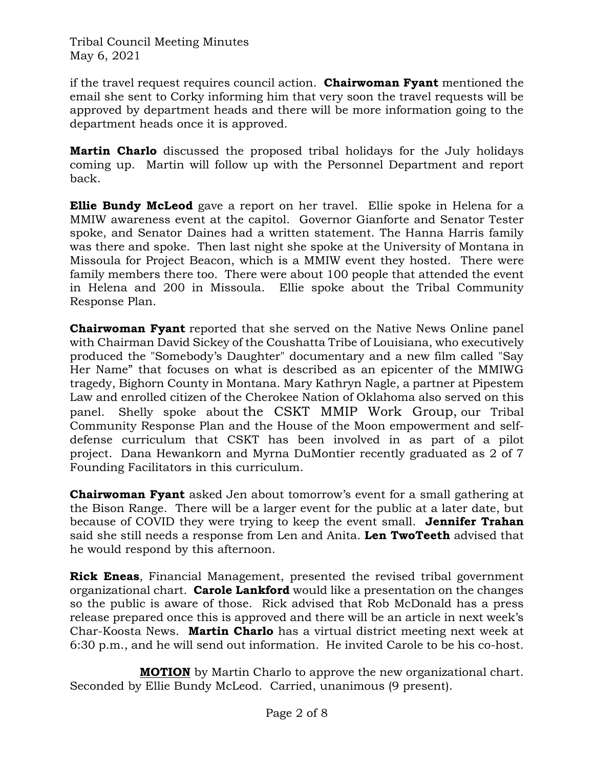if the travel request requires council action. **Chairwoman Fyant** mentioned the email she sent to Corky informing him that very soon the travel requests will be approved by department heads and there will be more information going to the department heads once it is approved.

**Martin Charlo** discussed the proposed tribal holidays for the July holidays coming up. Martin will follow up with the Personnel Department and report back.

**Ellie Bundy McLeod** gave a report on her travel. Ellie spoke in Helena for a MMIW awareness event at the capitol. Governor Gianforte and Senator Tester spoke, and Senator Daines had a written statement. The Hanna Harris family was there and spoke. Then last night she spoke at the University of Montana in Missoula for Project Beacon, which is a MMIW event they hosted. There were family members there too. There were about 100 people that attended the event in Helena and 200 in Missoula. Ellie spoke about the Tribal Community Response Plan.

**Chairwoman Fyant** reported that she served on the Native News Online panel with Chairman David Sickey of the Coushatta Tribe of Louisiana, who executively produced the "Somebody's Daughter" documentary and a new film called "Say Her Name" that focuses on what is described as an epicenter of the MMIWG tragedy, Bighorn County in Montana. Mary Kathryn Nagle, a partner at Pipestem Law and enrolled citizen of the Cherokee Nation of Oklahoma also served on this panel. Shelly spoke about the CSKT MMIP Work Group, our Tribal Community Response Plan and the House of the Moon empowerment and self-defense curriculum that CSKT has been involved in as part of a pilot project. Dana Hewankorn and Myrna DuMontier recently graduated as 2 of 7 Founding Facilitators in this curriculum.

**Chairwoman Fyant** asked Jen about tomorrow's event for a small gathering at the Bison Range. There will be a larger event for the public at a later date, but because of COVID they were trying to keep the event small. **Jennifer Trahan** said she still needs a response from Len and Anita. **Len TwoTeeth** advised that he would respond by this afternoon.

**Rick Eneas**, Financial Management, presented the revised tribal government organizational chart. **Carole Lankford** would like a presentation on the changes so the public is aware of those. Rick advised that Rob McDonald has a press release prepared once this is approved and there will be an article in next week's Char-Koosta News. **Martin Charlo** has a virtual district meeting next week at 6:30 p.m., and he will send out information. He invited Carole to be his co-host.

**MOTION** by Martin Charlo to approve the new organizational chart. Seconded by Ellie Bundy McLeod. Carried, unanimous (9 present).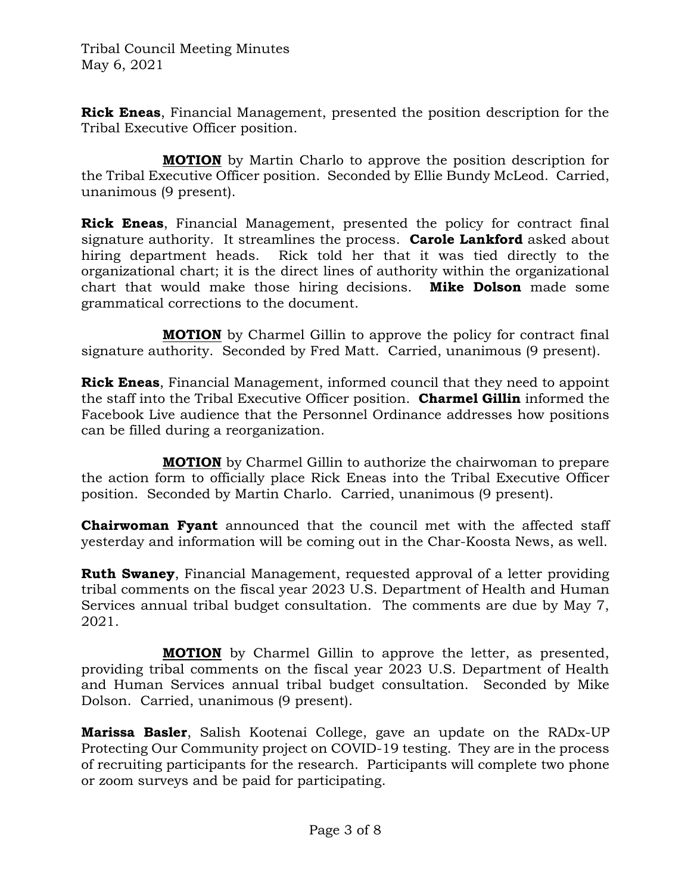**Rick Eneas**, Financial Management, presented the position description for the Tribal Executive Officer position.

**MOTION** by Martin Charlo to approve the position description for the Tribal Executive Officer position. Seconded by Ellie Bundy McLeod. Carried, unanimous (9 present).

**Rick Eneas**, Financial Management, presented the policy for contract final signature authority. It streamlines the process. **Carole Lankford** asked about hiring department heads. Rick told her that it was tied directly to the organizational chart; it is the direct lines of authority within the organizational chart that would make those hiring decisions. **Mike Dolson** made some grammatical corrections to the document.

**MOTION** by Charmel Gillin to approve the policy for contract final signature authority. Seconded by Fred Matt. Carried, unanimous (9 present).

**Rick Eneas**, Financial Management, informed council that they need to appoint the staff into the Tribal Executive Officer position. **Charmel Gillin** informed the Facebook Live audience that the Personnel Ordinance addresses how positions can be filled during a reorganization.

**MOTION** by Charmel Gillin to authorize the chairwoman to prepare the action form to officially place Rick Eneas into the Tribal Executive Officer position. Seconded by Martin Charlo. Carried, unanimous (9 present).

**Chairwoman Fyant** announced that the council met with the affected staff yesterday and information will be coming out in the Char-Koosta News, as well.

**Ruth Swaney**, Financial Management, requested approval of a letter providing tribal comments on the fiscal year 2023 U.S. Department of Health and Human Services annual tribal budget consultation. The comments are due by May 7, 2021.

**MOTION** by Charmel Gillin to approve the letter, as presented, providing tribal comments on the fiscal year 2023 U.S. Department of Health and Human Services annual tribal budget consultation. Seconded by Mike Dolson. Carried, unanimous (9 present).

**Marissa Basler**, Salish Kootenai College, gave an update on the RADx-UP Protecting Our Community project on COVID-19 testing. They are in the process of recruiting participants for the research. Participants will complete two phone or zoom surveys and be paid for participating.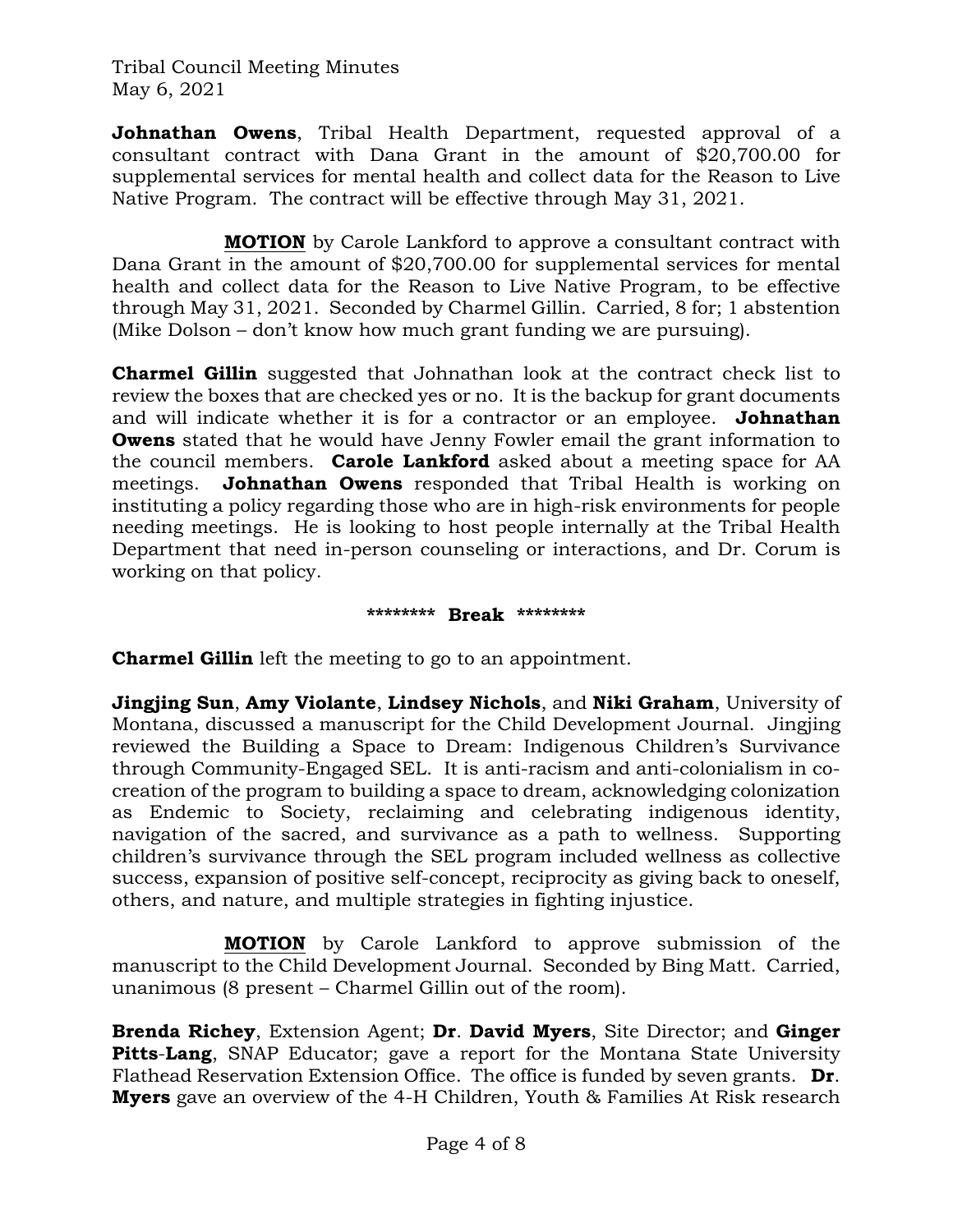**Johnathan Owens**, Tribal Health Department, requested approval of a consultant contract with Dana Grant in the amount of $20,700.00 for supplemental services for mental health and collect data for the Reason to Live Native Program. The contract will be effective through May 31, 2021.

**MOTION** by Carole Lankford to approve a consultant contract with Dana Grant in the amount of $20,700.00 for supplemental services for mental health and collect data for the Reason to Live Native Program, to be effective through May 31, 2021. Seconded by Charmel Gillin. Carried, 8 for; 1 abstention (Mike Dolson – don't know how much grant funding we are pursuing).

**Charmel Gillin** suggested that Johnathan look at the contract check list to review the boxes that are checked yes or no. It is the backup for grant documents and will indicate whether it is for a contractor or an employee. **Johnathan Owens** stated that he would have Jenny Fowler email the grant information to the council members. **Carole Lankford** asked about a meeting space for AA meetings. **Johnathan Owens** responded that Tribal Health is working on instituting a policy regarding those who are in high-risk environments for people needing meetings. He is looking to host people internally at the Tribal Health Department that need in-person counseling or interactions, and Dr. Corum is working on that policy.

******** **Break** ********

**Charmel Gillin** left the meeting to go to an appointment.

**Jingjing Sun**, **Amy Violante**, **Lindsey Nichols**, and **Niki Graham**, University of Montana, discussed a manuscript for the Child Development Journal. Jingjing reviewed the Building a Space to Dream: Indigenous Children's Survivance through Community-Engaged SEL. It is anti-racism and anti-colonialism in co-creation of the program to building a space to dream, acknowledging colonization as Endemic to Society, reclaiming and celebrating indigenous identity, navigation of the sacred, and survivance as a path to wellness. Supporting children's survivance through the SEL program included wellness as collective success, expansion of positive self-concept, reciprocity as giving back to oneself, others, and nature, and multiple strategies in fighting injustice.

**MOTION** by Carole Lankford to approve submission of the manuscript to the Child Development Journal. Seconded by Bing Matt. Carried, unanimous (8 present – Charmel Gillin out of the room).

**Brenda Richey**, Extension Agent; **Dr**. **David Myers**, Site Director; and **Ginger Pitts**-**Lang**, SNAP Educator; gave a report for the Montana State University Flathead Reservation Extension Office. The office is funded by seven grants. **Dr**. **Myers** gave an overview of the 4-H Children, Youth & Families At Risk research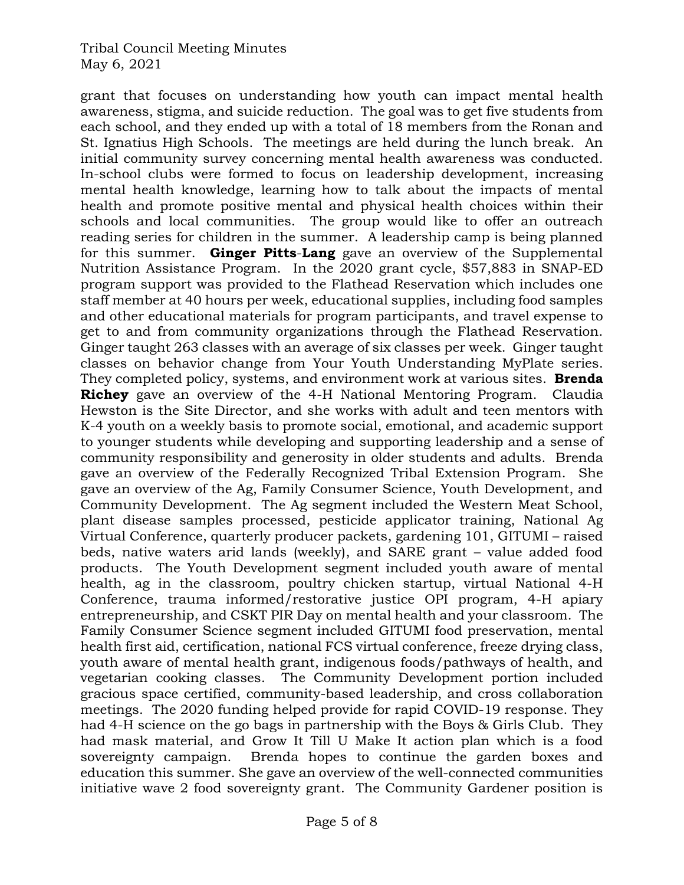grant that focuses on understanding how youth can impact mental health awareness, stigma, and suicide reduction. The goal was to get five students from each school, and they ended up with a total of 18 members from the Ronan and St. Ignatius High Schools. The meetings are held during the lunch break. An initial community survey concerning mental health awareness was conducted. In-school clubs were formed to focus on leadership development, increasing mental health knowledge, learning how to talk about the impacts of mental health and promote positive mental and physical health choices within their schools and local communities. The group would like to offer an outreach reading series for children in the summer. A leadership camp is being planned for this summer. **Ginger Pitts-Lang** gave an overview of the Supplemental Nutrition Assistance Program. In the 2020 grant cycle, $57,883 in SNAP-ED program support was provided to the Flathead Reservation which includes one staff member at 40 hours per week, educational supplies, including food samples and other educational materials for program participants, and travel expense to get to and from community organizations through the Flathead Reservation. Ginger taught 263 classes with an average of six classes per week. Ginger taught classes on behavior change from Your Youth Understanding MyPlate series. They completed policy, systems, and environment work at various sites. **Brenda Richey** gave an overview of the 4-H National Mentoring Program. Claudia Hewston is the Site Director, and she works with adult and teen mentors with K-4 youth on a weekly basis to promote social, emotional, and academic support to younger students while developing and supporting leadership and a sense of community responsibility and generosity in older students and adults. Brenda gave an overview of the Federally Recognized Tribal Extension Program. She gave an overview of the Ag, Family Consumer Science, Youth Development, and Community Development. The Ag segment included the Western Meat School, plant disease samples processed, pesticide applicator training, National Ag Virtual Conference, quarterly producer packets, gardening 101, GITUMI – raised beds, native waters arid lands (weekly), and SARE grant – value added food products. The Youth Development segment included youth aware of mental health, ag in the classroom, poultry chicken startup, virtual National 4-H Conference, trauma informed/restorative justice OPI program, 4-H apiary entrepreneurship, and CSKT PIR Day on mental health and your classroom. The Family Consumer Science segment included GITUMI food preservation, mental health first aid, certification, national FCS virtual conference, freeze drying class, youth aware of mental health grant, indigenous foods/pathways of health, and vegetarian cooking classes. The Community Development portion included gracious space certified, community-based leadership, and cross collaboration meetings. The 2020 funding helped provide for rapid COVID-19 response. They had 4-H science on the go bags in partnership with the Boys & Girls Club. They had mask material, and Grow It Till U Make It action plan which is a food sovereignty campaign. Brenda hopes to continue the garden boxes and education this summer. She gave an overview of the well-connected communities initiative wave 2 food sovereignty grant. The Community Gardener position is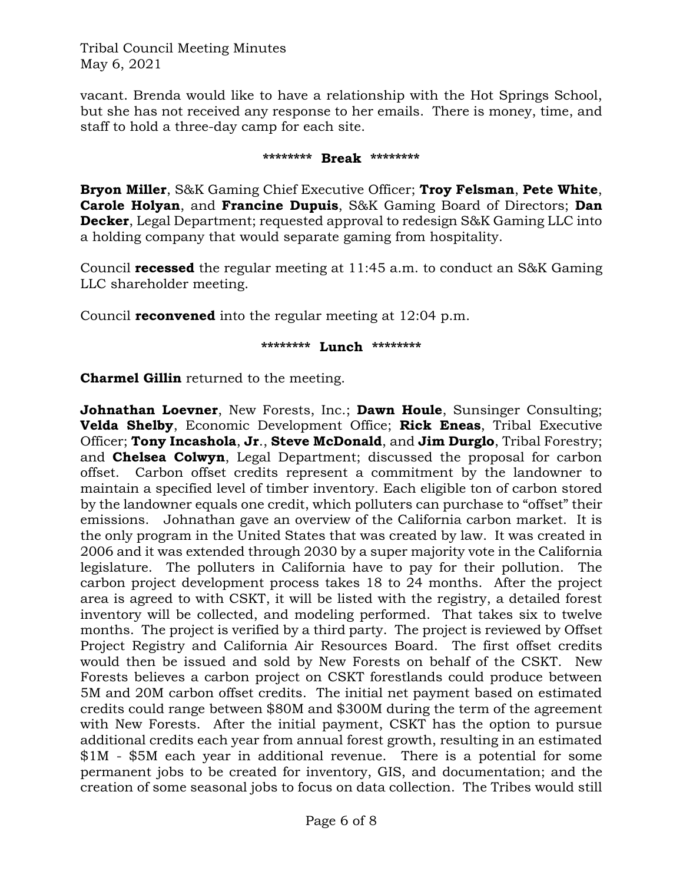vacant. Brenda would like to have a relationship with the Hot Springs School, but she has not received any response to her emails. There is money, time, and staff to hold a three-day camp for each site.

******** **Break** ********

**Bryon Miller**, S&K Gaming Chief Executive Officer; **Troy Felsman**, **Pete White**, **Carole Holyan**, and **Francine Dupuis**, S&K Gaming Board of Directors; **Dan Decker**, Legal Department; requested approval to redesign S&K Gaming LLC into a holding company that would separate gaming from hospitality.

Council **recessed** the regular meeting at 11:45 a.m. to conduct an S&K Gaming LLC shareholder meeting.

Council **reconvened** into the regular meeting at 12:04 p.m.

******** **Lunch** ********

**Charmel Gillin** returned to the meeting.

**Johnathan Loevner**, New Forests, Inc.; **Dawn Houle**, Sunsinger Consulting; **Velda Shelby**, Economic Development Office; **Rick Eneas**, Tribal Executive Officer; **Tony Incashola**, **Jr**., **Steve McDonald**, and **Jim Durglo**, Tribal Forestry; and **Chelsea Colwyn**, Legal Department; discussed the proposal for carbon offset. Carbon offset credits represent a commitment by the landowner to maintain a specified level of timber inventory. Each eligible ton of carbon stored by the landowner equals one credit, which polluters can purchase to "offset" their emissions. Johnathan gave an overview of the California carbon market. It is the only program in the United States that was created by law. It was created in 2006 and it was extended through 2030 by a super majority vote in the California legislature. The polluters in California have to pay for their pollution. The carbon project development process takes 18 to 24 months. After the project area is agreed to with CSKT, it will be listed with the registry, a detailed forest inventory will be collected, and modeling performed. That takes six to twelve months. The project is verified by a third party. The project is reviewed by Offset Project Registry and California Air Resources Board. The first offset credits would then be issued and sold by New Forests on behalf of the CSKT. New Forests believes a carbon project on CSKT forestlands could produce between 5M and 20M carbon offset credits. The initial net payment based on estimated credits could range between $80M and $300M during the term of the agreement with New Forests. After the initial payment, CSKT has the option to pursue additional credits each year from annual forest growth, resulting in an estimated $1M - $5M each year in additional revenue. There is a potential for some permanent jobs to be created for inventory, GIS, and documentation; and the creation of some seasonal jobs to focus on data collection. The Tribes would still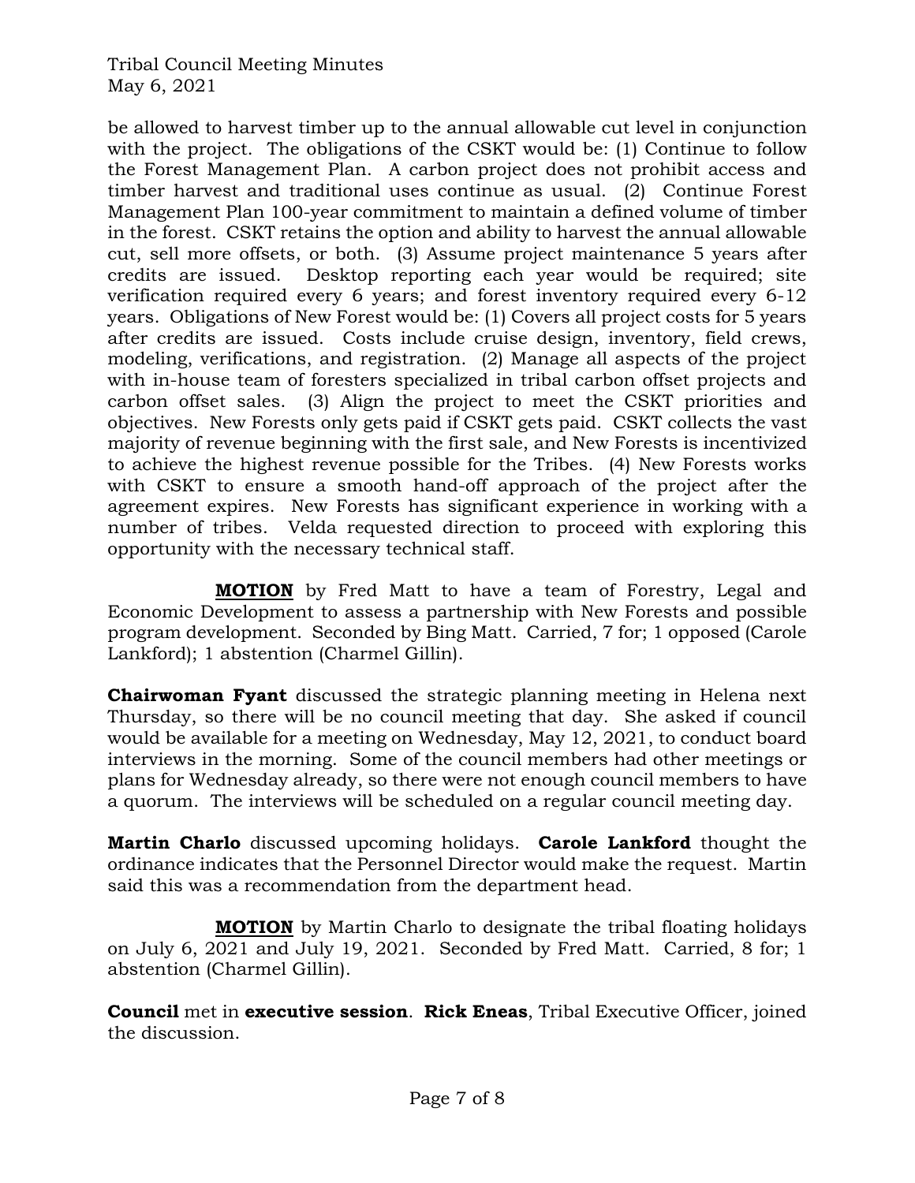be allowed to harvest timber up to the annual allowable cut level in conjunction with the project. The obligations of the CSKT would be: (1) Continue to follow the Forest Management Plan. A carbon project does not prohibit access and timber harvest and traditional uses continue as usual. (2) Continue Forest Management Plan 100-year commitment to maintain a defined volume of timber in the forest. CSKT retains the option and ability to harvest the annual allowable cut, sell more offsets, or both. (3) Assume project maintenance 5 years after credits are issued. Desktop reporting each year would be required; site verification required every 6 years; and forest inventory required every 6-12 years. Obligations of New Forest would be: (1) Covers all project costs for 5 years after credits are issued. Costs include cruise design, inventory, field crews, modeling, verifications, and registration. (2) Manage all aspects of the project with in-house team of foresters specialized in tribal carbon offset projects and carbon offset sales. (3) Align the project to meet the CSKT priorities and objectives. New Forests only gets paid if CSKT gets paid. CSKT collects the vast majority of revenue beginning with the first sale, and New Forests is incentivized to achieve the highest revenue possible for the Tribes. (4) New Forests works with CSKT to ensure a smooth hand-off approach of the project after the agreement expires. New Forests has significant experience in working with a number of tribes. Velda requested direction to proceed with exploring this opportunity with the necessary technical staff.

**MOTION** by Fred Matt to have a team of Forestry, Legal and Economic Development to assess a partnership with New Forests and possible program development. Seconded by Bing Matt. Carried, 7 for; 1 opposed (Carole Lankford); 1 abstention (Charmel Gillin).

**Chairwoman Fyant** discussed the strategic planning meeting in Helena next Thursday, so there will be no council meeting that day. She asked if council would be available for a meeting on Wednesday, May 12, 2021, to conduct board interviews in the morning. Some of the council members had other meetings or plans for Wednesday already, so there were not enough council members to have a quorum. The interviews will be scheduled on a regular council meeting day.

**Martin Charlo** discussed upcoming holidays. **Carole Lankford** thought the ordinance indicates that the Personnel Director would make the request. Martin said this was a recommendation from the department head.

**MOTION** by Martin Charlo to designate the tribal floating holidays on July 6, 2021 and July 19, 2021. Seconded by Fred Matt. Carried, 8 for; 1 abstention (Charmel Gillin).

**Council** met in **executive session**. **Rick Eneas**, Tribal Executive Officer, joined the discussion.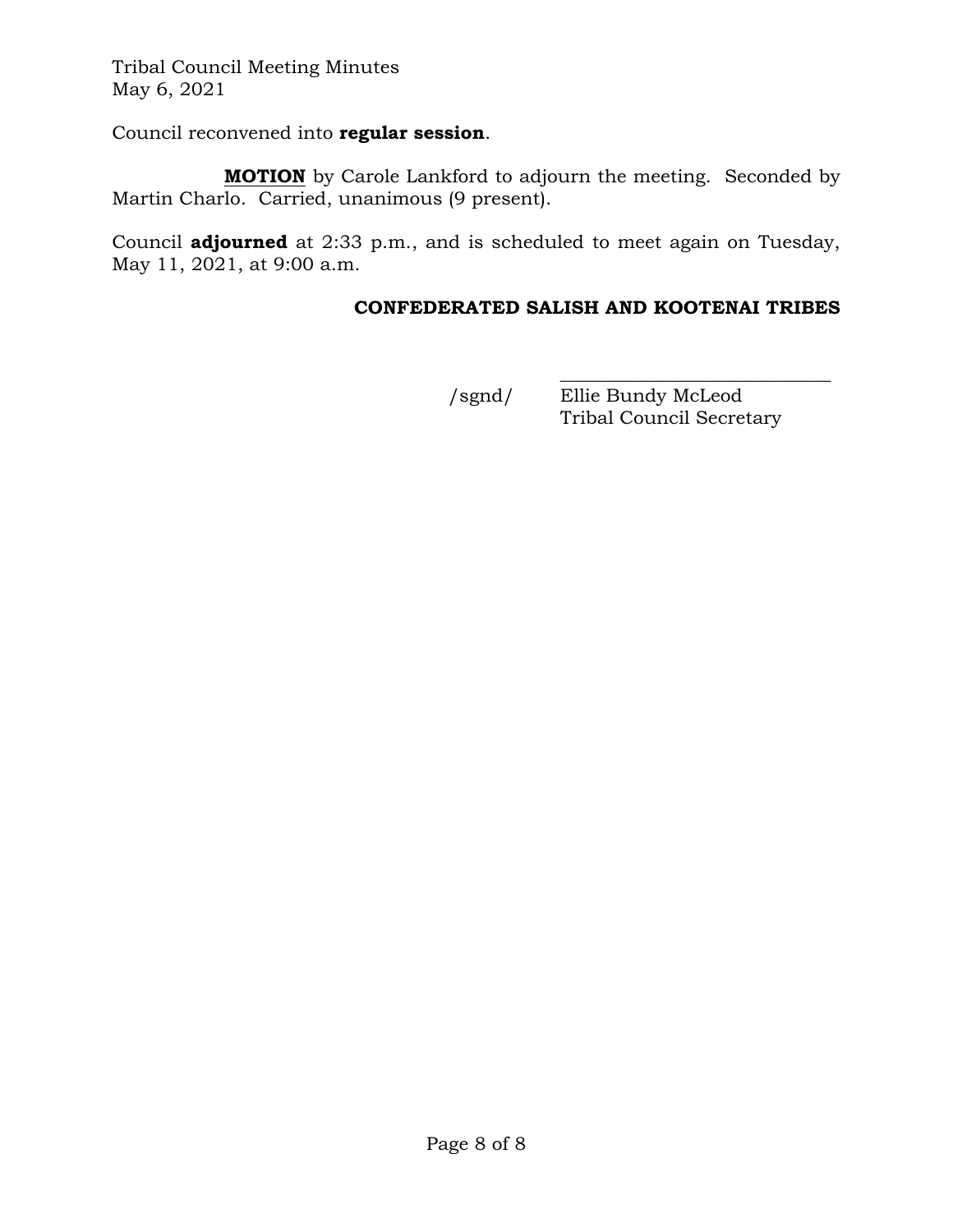Council reconvened into **regular session**.

**MOTION** by Carole Lankford to adjourn the meeting. Seconded by Martin Charlo. Carried, unanimous (9 present).

Council **adjourned** at 2:33 p.m., and is scheduled to meet again on Tuesday, May 11, 2021, at 9:00 a.m.

**CONFEDERATED SALISH AND KOOTENAI TRIBES**

/sgnd/ \_\_\_\_\_\_\_\_\_\_\_\_\_\_\_\_\_\_\_\_\_\_\_\_\_\_\_\_\_\_

Ellie Bundy McLeod
Tribal Council Secretary